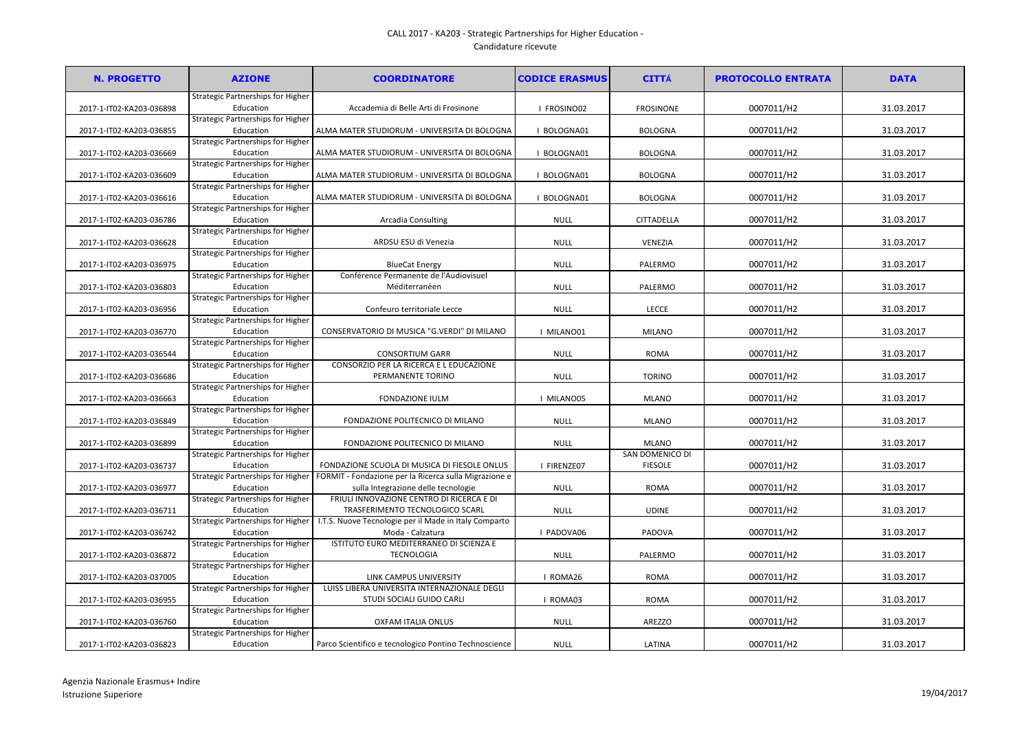# CALL 2017 - KA203 - Strategic Partnerships for Higher Education - Candidature ricevute

| N. PROGETTO | AZIONE | COORDINATORE | CODICE ERASMUS | CITTÁ | PROTOCOLLO ENTRATA | DATA |
|---|---|---|---|---|---|---|
| 2017-1-IT02-KA203-036898 | Strategic Partnerships for Higher Education | Accademia di Belle Arti di Frosinone | I FROSINO02 | FROSINONE | 0007011/H2 | 31.03.2017 |
| 2017-1-IT02-KA203-036855 | Strategic Partnerships for Higher Education | ALMA MATER STUDIORUM - UNIVERSITA DI BOLOGNA | I BOLOGNA01 | BOLOGNA | 0007011/H2 | 31.03.2017 |
| 2017-1-IT02-KA203-036669 | Strategic Partnerships for Higher Education | ALMA MATER STUDIORUM - UNIVERSITA DI BOLOGNA | I BOLOGNA01 | BOLOGNA | 0007011/H2 | 31.03.2017 |
| 2017-1-IT02-KA203-036609 | Strategic Partnerships for Higher Education | ALMA MATER STUDIORUM - UNIVERSITA DI BOLOGNA | I BOLOGNA01 | BOLOGNA | 0007011/H2 | 31.03.2017 |
| 2017-1-IT02-KA203-036616 | Strategic Partnerships for Higher Education | ALMA MATER STUDIORUM - UNIVERSITA DI BOLOGNA | I BOLOGNA01 | BOLOGNA | 0007011/H2 | 31.03.2017 |
| 2017-1-IT02-KA203-036786 | Strategic Partnerships for Higher Education | Arcadia Consulting | NULL | CITTADELLA | 0007011/H2 | 31.03.2017 |
| 2017-1-IT02-KA203-036628 | Strategic Partnerships for Higher Education | ARDSU ESU di Venezia | NULL | VENEZIA | 0007011/H2 | 31.03.2017 |
| 2017-1-IT02-KA203-036975 | Strategic Partnerships for Higher Education | BlueCat Energy | NULL | PALERMO | 0007011/H2 | 31.03.2017 |
| 2017-1-IT02-KA203-036803 | Strategic Partnerships for Higher Education | Conférence Permanente de l'Audiovisuel Méditerranéen | NULL | PALERMO | 0007011/H2 | 31.03.2017 |
| 2017-1-IT02-KA203-036956 | Strategic Partnerships for Higher Education | Confeuro territoriale Lecce | NULL | LECCE | 0007011/H2 | 31.03.2017 |
| 2017-1-IT02-KA203-036770 | Strategic Partnerships for Higher Education | CONSERVATORIO DI MUSICA "G.VERDI" DI MILANO | I MILANO01 | MILANO | 0007011/H2 | 31.03.2017 |
| 2017-1-IT02-KA203-036544 | Strategic Partnerships for Higher Education | CONSORTIUM GARR | NULL | ROMA | 0007011/H2 | 31.03.2017 |
| 2017-1-IT02-KA203-036686 | Strategic Partnerships for Higher Education | CONSORZIO PER LA RICERCA E L EDUCAZIONE PERMANENTE TORINO | NULL | TORINO | 0007011/H2 | 31.03.2017 |
| 2017-1-IT02-KA203-036663 | Strategic Partnerships for Higher Education | FONDAZIONE IULM | I MILANO05 | MLANO | 0007011/H2 | 31.03.2017 |
| 2017-1-IT02-KA203-036849 | Strategic Partnerships for Higher Education | FONDAZIONE POLITECNICO DI MILANO | NULL | MLANO | 0007011/H2 | 31.03.2017 |
| 2017-1-IT02-KA203-036899 | Strategic Partnerships for Higher Education | FONDAZIONE POLITECNICO DI MILANO | NULL | MLANO | 0007011/H2 | 31.03.2017 |
| 2017-1-IT02-KA203-036737 | Strategic Partnerships for Higher Education | FONDAZIONE SCUOLA DI MUSICA DI FIESOLE ONLUS | I FIRENZE07 | SAN DOMENICO DI FIESOLE | 0007011/H2 | 31.03.2017 |
| 2017-1-IT02-KA203-036977 | Strategic Partnerships for Higher Education | FORMIT - Fondazione per la Ricerca sulla Migrazione e sulla Integrazione delle tecnologie | NULL | ROMA | 0007011/H2 | 31.03.2017 |
| 2017-1-IT02-KA203-036711 | Strategic Partnerships for Higher Education | FRIULI INNOVAZIONE CENTRO DI RICERCA E DI TRASFERIMENTO TECNOLOGICO SCARL | NULL | UDINE | 0007011/H2 | 31.03.2017 |
| 2017-1-IT02-KA203-036742 | Strategic Partnerships for Higher Education | I.T.S. Nuove Tecnologie per il Made in Italy Comparto Moda - Calzatura | I PADOVA06 | PADOVA | 0007011/H2 | 31.03.2017 |
| 2017-1-IT02-KA203-036872 | Strategic Partnerships for Higher Education | ISTITUTO EURO MEDITERRANEO DI SCIENZA E TECNOLOGIA | NULL | PALERMO | 0007011/H2 | 31.03.2017 |
| 2017-1-IT02-KA203-037005 | Strategic Partnerships for Higher Education | LINK CAMPUS UNIVERSITY | I ROMA26 | ROMA | 0007011/H2 | 31.03.2017 |
| 2017-1-IT02-KA203-036955 | Strategic Partnerships for Higher Education | LUISS LIBERA UNIVERSITA INTERNAZIONALE DEGLI STUDI SOCIALI GUIDO CARLI | I ROMA03 | ROMA | 0007011/H2 | 31.03.2017 |
| 2017-1-IT02-KA203-036760 | Strategic Partnerships for Higher Education | OXFAM ITALIA ONLUS | NULL | AREZZO | 0007011/H2 | 31.03.2017 |
| 2017-1-IT02-KA203-036823 | Strategic Partnerships for Higher Education | Parco Scientifico e tecnologico Pontino Technoscience | NULL | LATINA | 0007011/H2 | 31.03.2017 |

Agenzia Nazionale Erasmus+ Indire
Istruzione Superiore

19/04/2017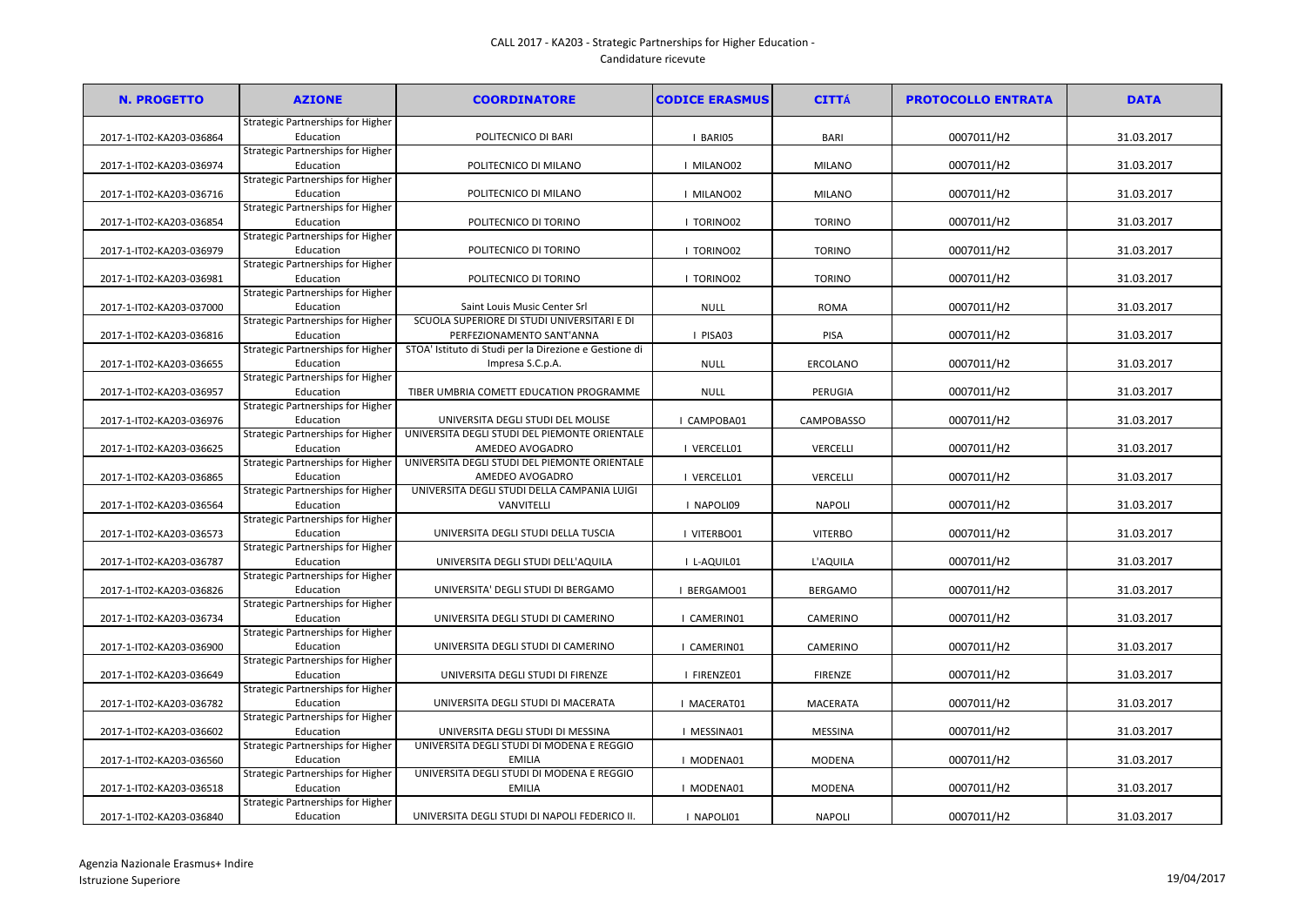# CALL 2017 - KA203 - Strategic Partnerships for Higher Education - Candidature ricevute

| N. PROGETTO | AZIONE | COORDINATORE | CODICE ERASMUS | CITTÁ | PROTOCOLLO ENTRATA | DATA |
|---|---|---|---|---|---|---|
| 2017-1-IT02-KA203-036864 | Strategic Partnerships for Higher Education | POLITECNICO DI BARI | I BARI05 | BARI | 0007011/H2 | 31.03.2017 |
| 2017-1-IT02-KA203-036974 | Strategic Partnerships for Higher Education | POLITECNICO DI MILANO | I MILANO02 | MILANO | 0007011/H2 | 31.03.2017 |
| 2017-1-IT02-KA203-036716 | Strategic Partnerships for Higher Education | POLITECNICO DI MILANO | I MILANO02 | MILANO | 0007011/H2 | 31.03.2017 |
| 2017-1-IT02-KA203-036854 | Strategic Partnerships for Higher Education | POLITECNICO DI TORINO | I TORINO02 | TORINO | 0007011/H2 | 31.03.2017 |
| 2017-1-IT02-KA203-036979 | Strategic Partnerships for Higher Education | POLITECNICO DI TORINO | I TORINO02 | TORINO | 0007011/H2 | 31.03.2017 |
| 2017-1-IT02-KA203-036981 | Strategic Partnerships for Higher Education | POLITECNICO DI TORINO | I TORINO02 | TORINO | 0007011/H2 | 31.03.2017 |
| 2017-1-IT02-KA203-037000 | Strategic Partnerships for Higher Education | Saint Louis Music Center Srl | NULL | ROMA | 0007011/H2 | 31.03.2017 |
| 2017-1-IT02-KA203-036816 | Strategic Partnerships for Higher Education | SCUOLA SUPERIORE DI STUDI UNIVERSITARI E DI PERFEZIONAMENTO SANT'ANNA | I PISA03 | PISA | 0007011/H2 | 31.03.2017 |
| 2017-1-IT02-KA203-036655 | Strategic Partnerships for Higher Education | STOA' Istituto di Studi per la Direzione e Gestione di Impresa S.C.p.A. | NULL | ERCOLANO | 0007011/H2 | 31.03.2017 |
| 2017-1-IT02-KA203-036957 | Strategic Partnerships for Higher Education | TIBER UMBRIA COMETT EDUCATION PROGRAMME | NULL | PERUGIA | 0007011/H2 | 31.03.2017 |
| 2017-1-IT02-KA203-036976 | Strategic Partnerships for Higher Education | UNIVERSITA DEGLI STUDI DEL MOLISE | I CAMPOBA01 | CAMPOBASSO | 0007011/H2 | 31.03.2017 |
| 2017-1-IT02-KA203-036625 | Strategic Partnerships for Higher Education | UNIVERSITA DEGLI STUDI DEL PIEMONTE ORIENTALE AMEDEO AVOGADRO | I VERCELL01 | VERCELLI | 0007011/H2 | 31.03.2017 |
| 2017-1-IT02-KA203-036865 | Strategic Partnerships for Higher Education | UNIVERSITA DEGLI STUDI DEL PIEMONTE ORIENTALE AMEDEO AVOGADRO | I VERCELL01 | VERCELLI | 0007011/H2 | 31.03.2017 |
| 2017-1-IT02-KA203-036564 | Strategic Partnerships for Higher Education | UNIVERSITA DEGLI STUDI DELLA CAMPANIA LUIGI VANVITELLI | I NAPOLI09 | NAPOLI | 0007011/H2 | 31.03.2017 |
| 2017-1-IT02-KA203-036573 | Strategic Partnerships for Higher Education | UNIVERSITA DEGLI STUDI DELLA TUSCIA | I VITERBO01 | VITERBO | 0007011/H2 | 31.03.2017 |
| 2017-1-IT02-KA203-036787 | Strategic Partnerships for Higher Education | UNIVERSITA DEGLI STUDI DELL'AQUILA | I L-AQUIL01 | L'AQUILA | 0007011/H2 | 31.03.2017 |
| 2017-1-IT02-KA203-036826 | Strategic Partnerships for Higher Education | UNIVERSITA' DEGLI STUDI DI BERGAMO | I BERGAMO01 | BERGAMO | 0007011/H2 | 31.03.2017 |
| 2017-1-IT02-KA203-036734 | Strategic Partnerships for Higher Education | UNIVERSITA DEGLI STUDI DI CAMERINO | I CAMERIN01 | CAMERINO | 0007011/H2 | 31.03.2017 |
| 2017-1-IT02-KA203-036900 | Strategic Partnerships for Higher Education | UNIVERSITA DEGLI STUDI DI CAMERINO | I CAMERIN01 | CAMERINO | 0007011/H2 | 31.03.2017 |
| 2017-1-IT02-KA203-036649 | Strategic Partnerships for Higher Education | UNIVERSITA DEGLI STUDI DI FIRENZE | I FIRENZE01 | FIRENZE | 0007011/H2 | 31.03.2017 |
| 2017-1-IT02-KA203-036782 | Strategic Partnerships for Higher Education | UNIVERSITA DEGLI STUDI DI MACERATA | I MACERAT01 | MACERATA | 0007011/H2 | 31.03.2017 |
| 2017-1-IT02-KA203-036602 | Strategic Partnerships for Higher Education | UNIVERSITA DEGLI STUDI DI MESSINA | I MESSINA01 | MESSINA | 0007011/H2 | 31.03.2017 |
| 2017-1-IT02-KA203-036560 | Strategic Partnerships for Higher Education | UNIVERSITA DEGLI STUDI DI MODENA E REGGIO EMILIA | I MODENA01 | MODENA | 0007011/H2 | 31.03.2017 |
| 2017-1-IT02-KA203-036518 | Strategic Partnerships for Higher Education | UNIVERSITA DEGLI STUDI DI MODENA E REGGIO EMILIA | I MODENA01 | MODENA | 0007011/H2 | 31.03.2017 |
| 2017-1-IT02-KA203-036840 | Strategic Partnerships for Higher Education | UNIVERSITA DEGLI STUDI DI NAPOLI FEDERICO II. | I NAPOLI01 | NAPOLI | 0007011/H2 | 31.03.2017 |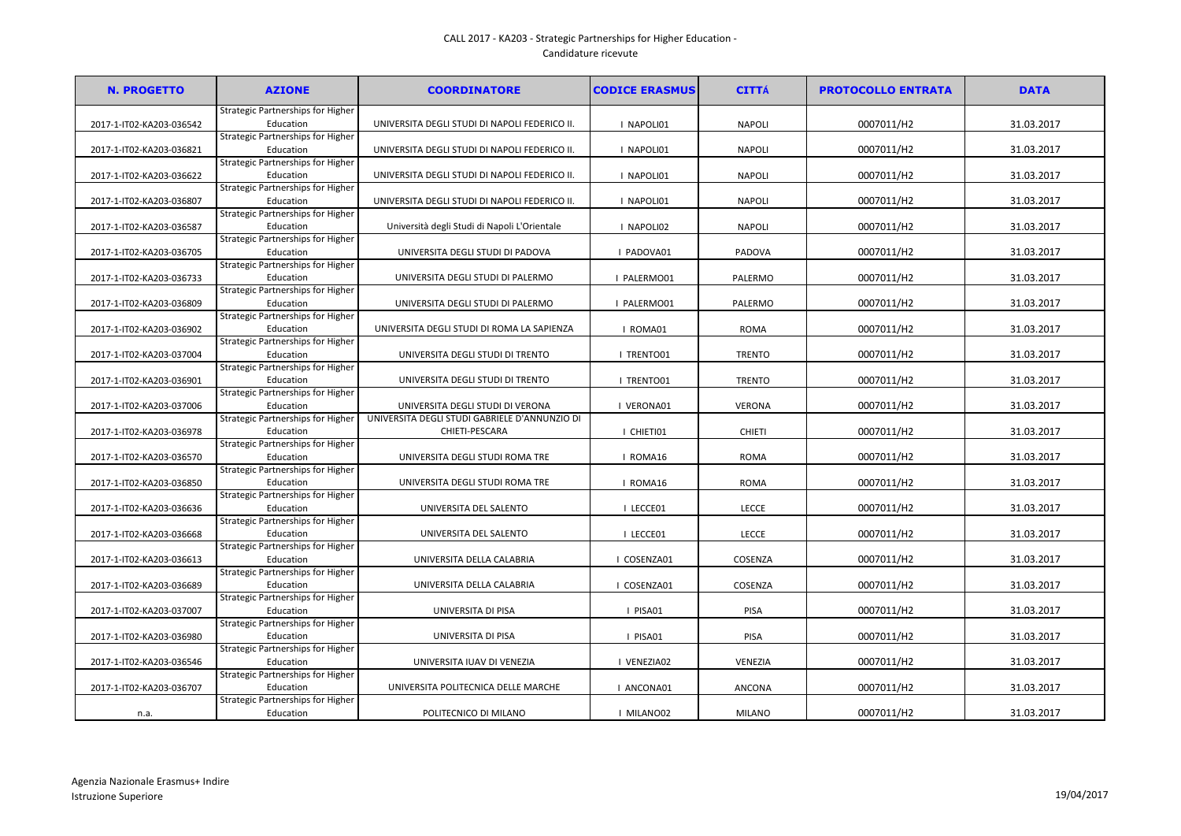CALL 2017 - KA203 - Strategic Partnerships for Higher Education - Candidature ricevute

| N. PROGETTO | AZIONE | COORDINATORE | CODICE ERASMUS | CITTÁ | PROTOCOLLO ENTRATA | DATA |
|---|---|---|---|---|---|---|
| 2017-1-IT02-KA203-036542 | Strategic Partnerships for Higher Education | UNIVERSITA DEGLI STUDI DI NAPOLI FEDERICO II. | I NAPOLI01 | NAPOLI | 0007011/H2 | 31.03.2017 |
| 2017-1-IT02-KA203-036821 | Strategic Partnerships for Higher Education | UNIVERSITA DEGLI STUDI DI NAPOLI FEDERICO II. | I NAPOLI01 | NAPOLI | 0007011/H2 | 31.03.2017 |
| 2017-1-IT02-KA203-036622 | Strategic Partnerships for Higher Education | UNIVERSITA DEGLI STUDI DI NAPOLI FEDERICO II. | I NAPOLI01 | NAPOLI | 0007011/H2 | 31.03.2017 |
| 2017-1-IT02-KA203-036807 | Strategic Partnerships for Higher Education | UNIVERSITA DEGLI STUDI DI NAPOLI FEDERICO II. | I NAPOLI01 | NAPOLI | 0007011/H2 | 31.03.2017 |
| 2017-1-IT02-KA203-036587 | Strategic Partnerships for Higher Education | Università degli Studi di Napoli L'Orientale | I NAPOLI02 | NAPOLI | 0007011/H2 | 31.03.2017 |
| 2017-1-IT02-KA203-036705 | Strategic Partnerships for Higher Education | UNIVERSITA DEGLI STUDI DI PADOVA | I PADOVA01 | PADOVA | 0007011/H2 | 31.03.2017 |
| 2017-1-IT02-KA203-036733 | Strategic Partnerships for Higher Education | UNIVERSITA DEGLI STUDI DI PALERMO | I PALERMO01 | PALERMO | 0007011/H2 | 31.03.2017 |
| 2017-1-IT02-KA203-036809 | Strategic Partnerships for Higher Education | UNIVERSITA DEGLI STUDI DI PALERMO | I PALERMO01 | PALERMO | 0007011/H2 | 31.03.2017 |
| 2017-1-IT02-KA203-036902 | Strategic Partnerships for Higher Education | UNIVERSITA DEGLI STUDI DI ROMA LA SAPIENZA | I ROMA01 | ROMA | 0007011/H2 | 31.03.2017 |
| 2017-1-IT02-KA203-037004 | Strategic Partnerships for Higher Education | UNIVERSITA DEGLI STUDI DI TRENTO | I TRENTO01 | TRENTO | 0007011/H2 | 31.03.2017 |
| 2017-1-IT02-KA203-036901 | Strategic Partnerships for Higher Education | UNIVERSITA DEGLI STUDI DI TRENTO | I TRENTO01 | TRENTO | 0007011/H2 | 31.03.2017 |
| 2017-1-IT02-KA203-037006 | Strategic Partnerships for Higher Education | UNIVERSITA DEGLI STUDI DI VERONA | I VERONA01 | VERONA | 0007011/H2 | 31.03.2017 |
| 2017-1-IT02-KA203-036978 | Strategic Partnerships for Higher Education | UNIVERSITA DEGLI STUDI GABRIELE D'ANNUNZIO DI CHIETI-PESCARA | I CHIETI01 | CHIETI | 0007011/H2 | 31.03.2017 |
| 2017-1-IT02-KA203-036570 | Strategic Partnerships for Higher Education | UNIVERSITA DEGLI STUDI ROMA TRE | I ROMA16 | ROMA | 0007011/H2 | 31.03.2017 |
| 2017-1-IT02-KA203-036850 | Strategic Partnerships for Higher Education | UNIVERSITA DEGLI STUDI ROMA TRE | I ROMA16 | ROMA | 0007011/H2 | 31.03.2017 |
| 2017-1-IT02-KA203-036636 | Strategic Partnerships for Higher Education | UNIVERSITA DEL SALENTO | I LECCE01 | LECCE | 0007011/H2 | 31.03.2017 |
| 2017-1-IT02-KA203-036668 | Strategic Partnerships for Higher Education | UNIVERSITA DEL SALENTO | I LECCE01 | LECCE | 0007011/H2 | 31.03.2017 |
| 2017-1-IT02-KA203-036613 | Strategic Partnerships for Higher Education | UNIVERSITA DELLA CALABRIA | I COSENZA01 | COSENZA | 0007011/H2 | 31.03.2017 |
| 2017-1-IT02-KA203-036689 | Strategic Partnerships for Higher Education | UNIVERSITA DELLA CALABRIA | I COSENZA01 | COSENZA | 0007011/H2 | 31.03.2017 |
| 2017-1-IT02-KA203-037007 | Strategic Partnerships for Higher Education | UNIVERSITA DI PISA | I PISA01 | PISA | 0007011/H2 | 31.03.2017 |
| 2017-1-IT02-KA203-036980 | Strategic Partnerships for Higher Education | UNIVERSITA DI PISA | I PISA01 | PISA | 0007011/H2 | 31.03.2017 |
| 2017-1-IT02-KA203-036546 | Strategic Partnerships for Higher Education | UNIVERSITA IUAV DI VENEZIA | I VENEZIA02 | VENEZIA | 0007011/H2 | 31.03.2017 |
| 2017-1-IT02-KA203-036707 | Strategic Partnerships for Higher Education | UNIVERSITA POLITECNICA DELLE MARCHE | I ANCONA01 | ANCONA | 0007011/H2 | 31.03.2017 |
| n.a. | Strategic Partnerships for Higher Education | POLITECNICO DI MILANO | I MILANO02 | MILANO | 0007011/H2 | 31.03.2017 |